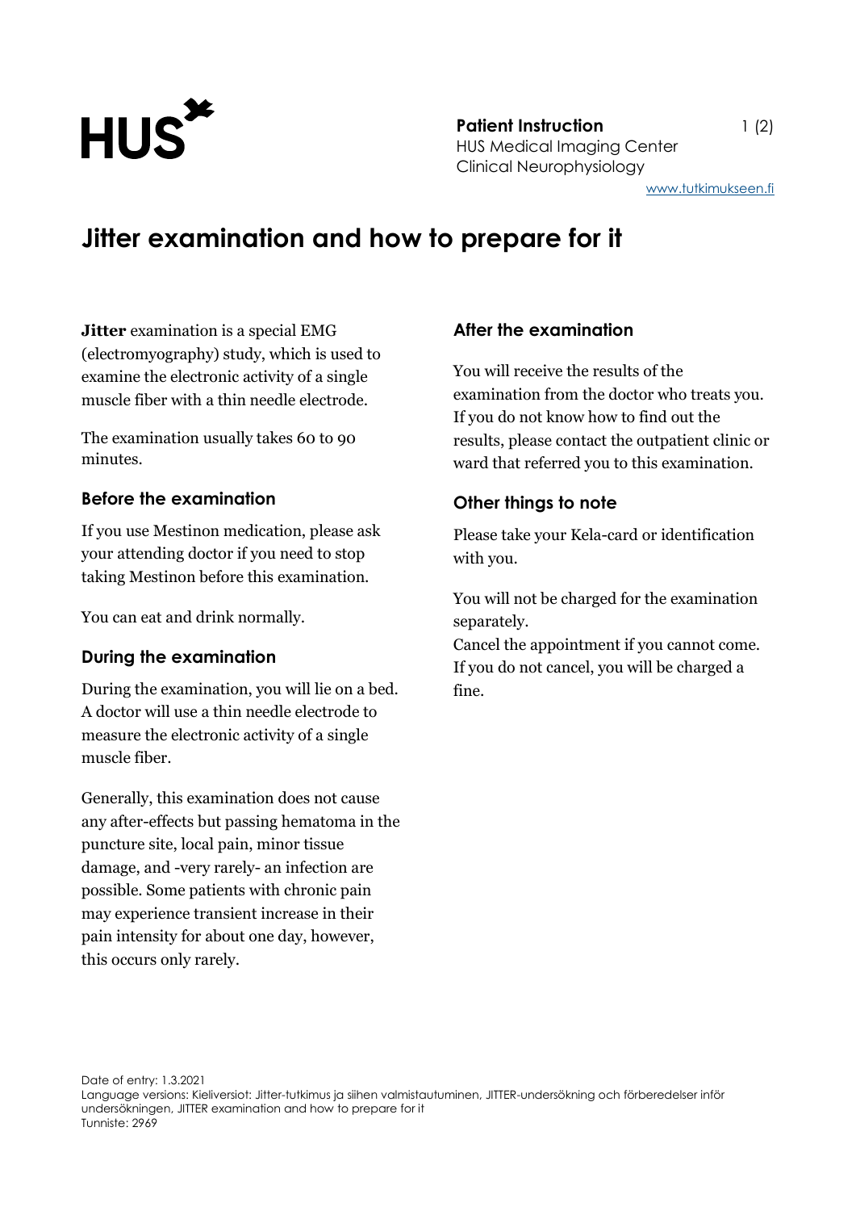**Patient Instruction**
HUS Medical Imaging Center
Clinical Neurophysiology
www.tutkimukseen.fi

# Jitter examination and how to prepare for it

**Jitter** examination is a special EMG (electromyography) study, which is used to examine the electronic activity of a single muscle fiber with a thin needle electrode.

The examination usually takes 60 to 90 minutes.

## Before the examination

If you use Mestinon medication, please ask your attending doctor if you need to stop taking Mestinon before this examination.

You can eat and drink normally.

## During the examination

During the examination, you will lie on a bed. A doctor will use a thin needle electrode to measure the electronic activity of a single muscle fiber.

Generally, this examination does not cause any after-effects but passing hematoma in the puncture site, local pain, minor tissue damage, and -very rarely- an infection are possible. Some patients with chronic pain may experience transient increase in their pain intensity for about one day, however, this occurs only rarely.

## After the examination

You will receive the results of the examination from the doctor who treats you. If you do not know how to find out the results, please contact the outpatient clinic or ward that referred you to this examination.

## Other things to note

Please take your Kela-card or identification with you.

You will not be charged for the examination separately.
Cancel the appointment if you cannot come. If you do not cancel, you will be charged a fine.

Date of entry: 1.3.2021
Language versions: Kieliversiot: Jitter-tutkimus ja siihen valmistautuminen, JITTER-undersökning och förberedelser inför undersökningen, JITTER examination and how to prepare for it
Tunniste: 2969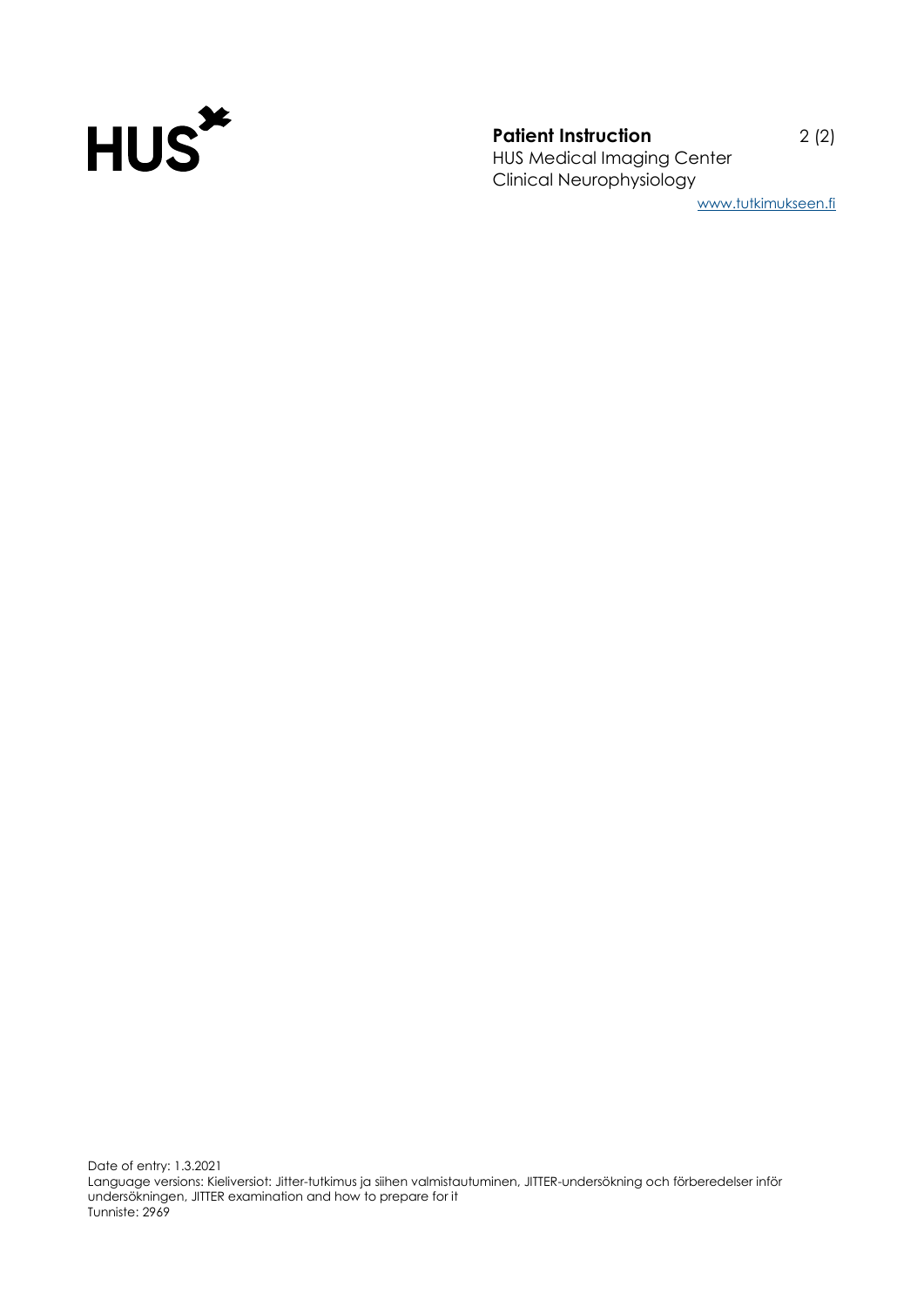Date of entry: 1.3.2021
Language versions: Kieliversiot: Jitter-tutkimus ja siihen valmistautuminen, JITTER-undersökning och förberedelser inför undersökningen, JITTER examination and how to prepare for it
Tunniste: 2969